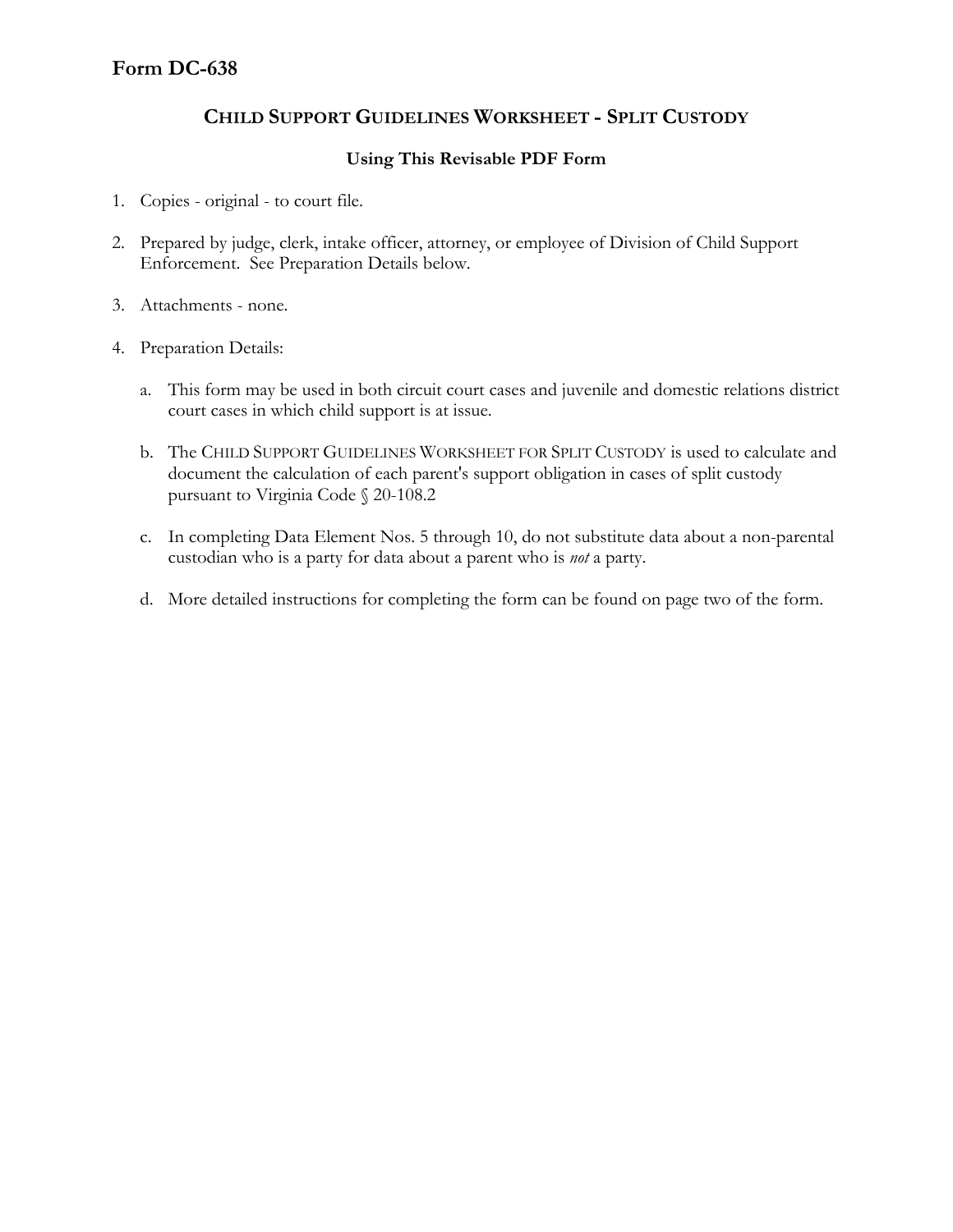# Form DC-638

## CHILD SUPPORT GUIDELINES WORKSHEET - SPLIT CUSTODY

### Using This Revisable PDF Form

1. Copies - original - to court file.

2. Prepared by judge, clerk, intake officer, attorney, or employee of Division of Child Support Enforcement. See Preparation Details below.

3. Attachments - none.

4. Preparation Details:

   a. This form may be used in both circuit court cases and juvenile and domestic relations district court cases in which child support is at issue.

   b. The CHILD SUPPORT GUIDELINES WORKSHEET FOR SPLIT CUSTODY is used to calculate and document the calculation of each parent's support obligation in cases of split custody pursuant to Virginia Code § 20-108.2

   c. In completing Data Element Nos. 5 through 10, do not substitute data about a non-parental custodian who is a party for data about a parent who is *not* a party.

   d. More detailed instructions for completing the form can be found on page two of the form.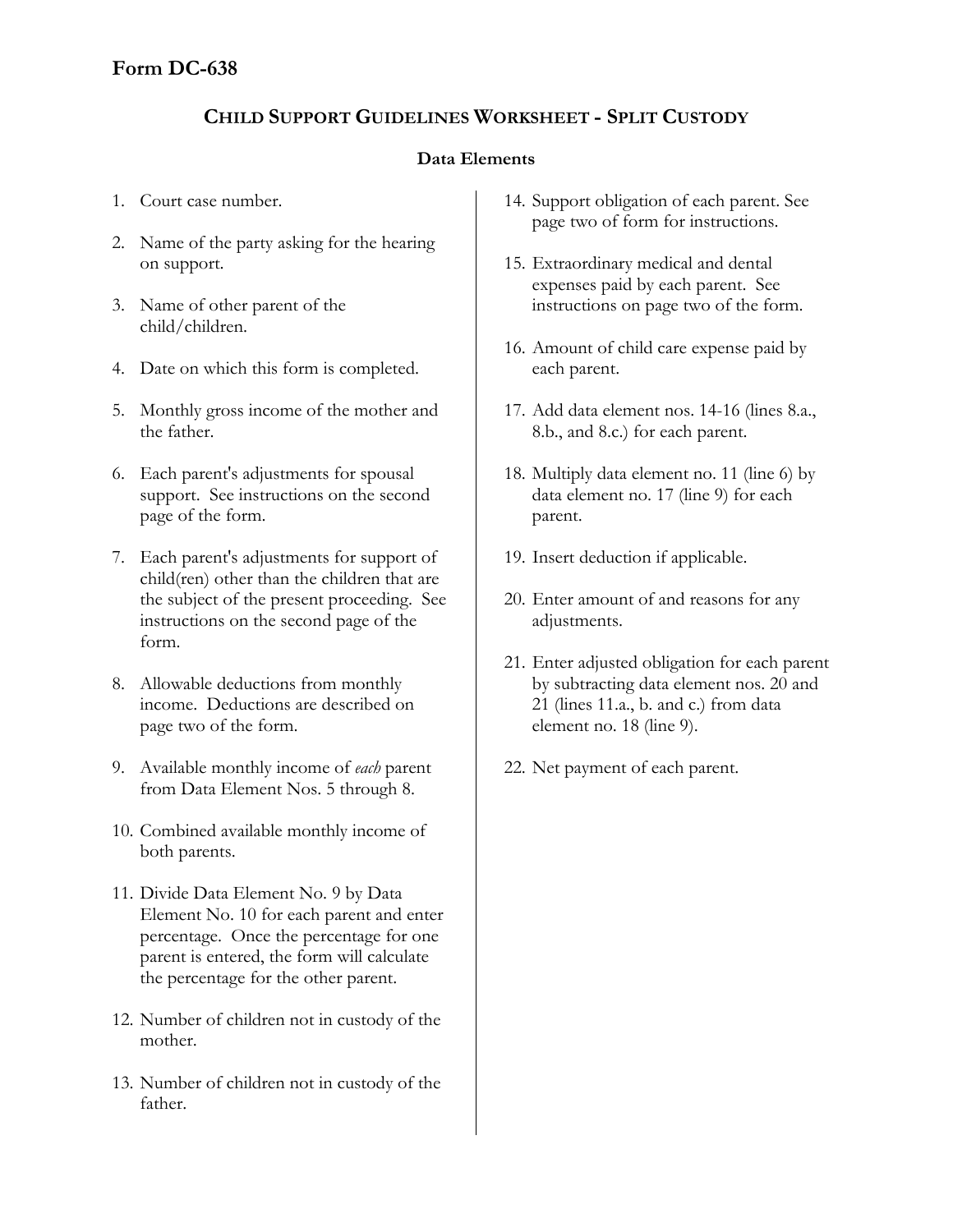# Form DC-638

## Child Support Guidelines Worksheet - Split Custody

### Data Elements

1. Court case number.
2. Name of the party asking for the hearing on support.
3. Name of other parent of the child/children.
4. Date on which this form is completed.
5. Monthly gross income of the mother and the father.
6. Each parent's adjustments for spousal support. See instructions on the second page of the form.
7. Each parent's adjustments for support of child(ren) other than the children that are the subject of the present proceeding. See instructions on the second page of the form.
8. Allowable deductions from monthly income. Deductions are described on page two of the form.
9. Available monthly income of *each* parent from Data Element Nos. 5 through 8.
10. Combined available monthly income of both parents.
11. Divide Data Element No. 9 by Data Element No. 10 for each parent and enter percentage. Once the percentage for one parent is entered, the form will calculate the percentage for the other parent.
12. Number of children not in custody of the mother.
13. Number of children not in custody of the father.
14. Support obligation of each parent. See page two of form for instructions.
15. Extraordinary medical and dental expenses paid by each parent. See instructions on page two of the form.
16. Amount of child care expense paid by each parent.
17. Add data element nos. 14-16 (lines 8.a., 8.b., and 8.c.) for each parent.
18. Multiply data element no. 11 (line 6) by data element no. 17 (line 9) for each parent.
19. Insert deduction if applicable.
20. Enter amount of and reasons for any adjustments.
21. Enter adjusted obligation for each parent by subtracting data element nos. 20 and 21 (lines 11.a., b. and c.) from data element no. 18 (line 9).
22. Net payment of each parent.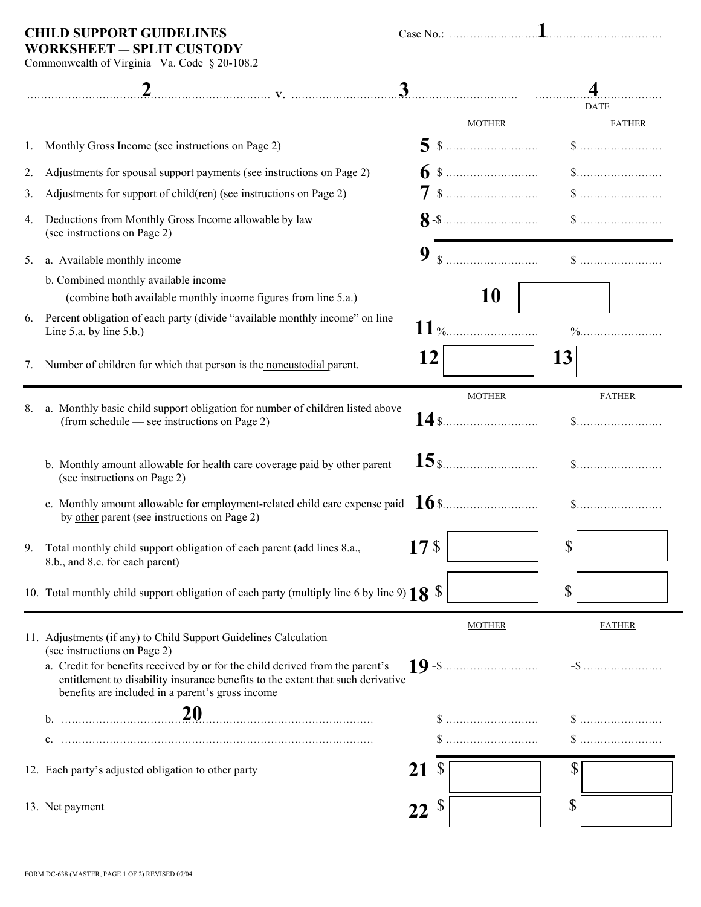**CHILD SUPPORT GUIDELINES**
**WORKSHEET — SPLIT CUSTODY**
Commonwealth of Virginia Va. Code § 20-108.2

Case No.: ..............................1..............................

..............................2.............................. v. ..............................3.............................. ..............4..............
DATE

| | | MOTHER | FATHER |
|---|---|---|---|
| 1. | Monthly Gross Income (see instructions on Page 2) | 5 $ .................... | $.................... |
| 2. | Adjustments for spousal support payments (see instructions on Page 2) | 6 $ .................... | $.................... |
| 3. | Adjustments for support of child(ren) (see instructions on Page 2) | 7 $ .................... | $ .................... |
| 4. | Deductions from Monthly Gross Income allowable by law (see instructions on Page 2) | 8 -$.................... | $ .................... |
| 5. | a. Available monthly income | 9 $ .................... | $ .................... |
| | b. Combined monthly available income (combine both available monthly income figures from line 5.a.) | 10 | |
| 6. | Percent obligation of each party (divide "available monthly income" on line Line 5.a. by line 5.b.) | 11 %.................... | %.................... |
| 7. | Number of children for which that person is the noncustodial parent. | 12 | 13 |

| | | MOTHER | FATHER |
|---|---|---|---|
| 8. | a. Monthly basic child support obligation for number of children listed above (from schedule — see instructions on Page 2) | 14 $.................... | $.................... |
| | b. Monthly amount allowable for health care coverage paid by other parent (see instructions on Page 2) | 15 $.................... | $.................... |
| | c. Monthly amount allowable for employment-related child care expense paid by other parent (see instructions on Page 2) | 16 $.................... | $.................... |
| 9. | Total monthly child support obligation of each parent (add lines 8.a., 8.b., and 8.c. for each parent) | 17 $ | $ |
| 10. | Total monthly child support obligation of each party (multiply line 6 by line 9) | 18 $ | $ |

| | | MOTHER | FATHER |
|---|---|---|---|
| 11. | Adjustments (if any) to Child Support Guidelines Calculation (see instructions on Page 2) | | |
| | a. Credit for benefits received by or for the child derived from the parent's entitlement to disability insurance benefits to the extent that such derivative benefits are included in a parent's gross income | 19 -$.................... | -$ .................... |
| | b. ..............................20.............................. | $ .................... | $ .................... |
| | c. ............................................................ | $ .................... | $ .................... |
| 12. | Each party's adjusted obligation to other party | 21 $ | $ |
| 13. | Net payment | 22 $ | $ |

FORM DC-638 (MASTER, PAGE 1 OF 2) REVISED 07/04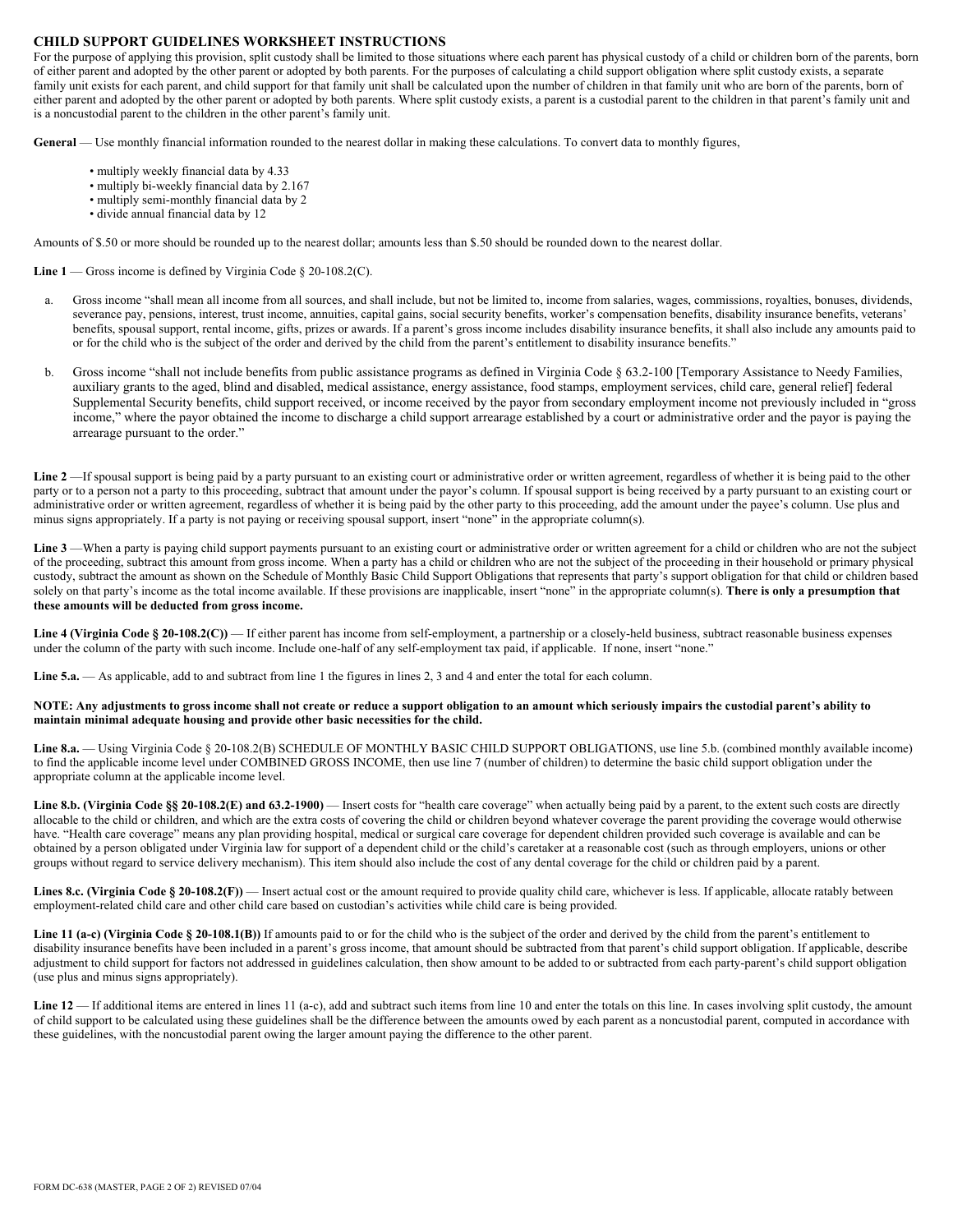## CHILD SUPPORT GUIDELINES WORKSHEET INSTRUCTIONS

For the purpose of applying this provision, split custody shall be limited to those situations where each parent has physical custody of a child or children born of the parents, born of either parent and adopted by the other parent or adopted by both parents. For the purposes of calculating a child support obligation where split custody exists, a separate family unit exists for each parent, and child support for that family unit shall be calculated upon the number of children in that family unit who are born of the parents, born of either parent and adopted by the other parent or adopted by both parents. Where split custody exists, a parent is a custodial parent to the children in that parent's family unit and is a noncustodial parent to the children in the other parent's family unit.

**General** — Use monthly financial information rounded to the nearest dollar in making these calculations. To convert data to monthly figures,

- multiply weekly financial data by 4.33
- multiply bi-weekly financial data by 2.167
- multiply semi-monthly financial data by 2
- divide annual financial data by 12

Amounts of $.50 or more should be rounded up to the nearest dollar; amounts less than $.50 should be rounded down to the nearest dollar.

**Line 1** — Gross income is defined by Virginia Code § 20-108.2(C).

a. Gross income "shall mean all income from all sources, and shall include, but not be limited to, income from salaries, wages, commissions, royalties, bonuses, dividends, severance pay, pensions, interest, trust income, annuities, capital gains, social security benefits, worker's compensation benefits, disability insurance benefits, veterans' benefits, spousal support, rental income, gifts, prizes or awards. If a parent's gross income includes disability insurance benefits, it shall also include any amounts paid to or for the child who is the subject of the order and derived by the child from the parent's entitlement to disability insurance benefits."

b. Gross income "shall not include benefits from public assistance programs as defined in Virginia Code § 63.2-100 [Temporary Assistance to Needy Families, auxiliary grants to the aged, blind and disabled, medical assistance, energy assistance, food stamps, employment services, child care, general relief] federal Supplemental Security benefits, child support received, or income received by the payor from secondary employment income not previously included in "gross income," where the payor obtained the income to discharge a child support arrearage established by a court or administrative order and the payor is paying the arrearage pursuant to the order."

**Line 2** —If spousal support is being paid by a party pursuant to an existing court or administrative order or written agreement, regardless of whether it is being paid to the other party or to a person not a party to this proceeding, subtract that amount under the payor's column. If spousal support is being received by a party pursuant to an existing court or administrative order or written agreement, regardless of whether it is being paid by the other party to this proceeding, add the amount under the payee's column. Use plus and minus signs appropriately. If a party is not paying or receiving spousal support, insert "none" in the appropriate column(s).

**Line 3** —When a party is paying child support payments pursuant to an existing court or administrative order or written agreement for a child or children who are not the subject of the proceeding, subtract this amount from gross income. When a party has a child or children who are not the subject of the proceeding in their household or primary physical custody, subtract the amount as shown on the Schedule of Monthly Basic Child Support Obligations that represents that party's support obligation for that child or children based solely on that party's income as the total income available. If these provisions are inapplicable, insert "none" in the appropriate column(s). **There is only a presumption that these amounts will be deducted from gross income.**

**Line 4 (Virginia Code § 20-108.2(C))** — If either parent has income from self-employment, a partnership or a closely-held business, subtract reasonable business expenses under the column of the party with such income. Include one-half of any self-employment tax paid, if applicable. If none, insert "none."

**Line 5.a.** — As applicable, add to and subtract from line 1 the figures in lines 2, 3 and 4 and enter the total for each column.

**NOTE: Any adjustments to gross income shall not create or reduce a support obligation to an amount which seriously impairs the custodial parent's ability to maintain minimal adequate housing and provide other basic necessities for the child.**

**Line 8.a.** — Using Virginia Code § 20-108.2(B) SCHEDULE OF MONTHLY BASIC CHILD SUPPORT OBLIGATIONS, use line 5.b. (combined monthly available income) to find the applicable income level under COMBINED GROSS INCOME, then use line 7 (number of children) to determine the basic child support obligation under the appropriate column at the applicable income level.

**Line 8.b. (Virginia Code §§ 20-108.2(E) and 63.2-1900)** — Insert costs for "health care coverage" when actually being paid by a parent, to the extent such costs are directly allocable to the child or children, and which are the extra costs of covering the child or children beyond whatever coverage the parent providing the coverage would otherwise have. "Health care coverage" means any plan providing hospital, medical or surgical care coverage for dependent children provided such coverage is available and can be obtained by a person obligated under Virginia law for support of a dependent child or the child's caretaker at a reasonable cost (such as through employers, unions or other groups without regard to service delivery mechanism). This item should also include the cost of any dental coverage for the child or children paid by a parent.

**Lines 8.c. (Virginia Code § 20-108.2(F))** — Insert actual cost or the amount required to provide quality child care, whichever is less. If applicable, allocate ratably between employment-related child care and other child care based on custodian's activities while child care is being provided.

**Line 11 (a-c) (Virginia Code § 20-108.1(B))** If amounts paid to or for the child who is the subject of the order and derived by the child from the parent's entitlement to disability insurance benefits have been included in a parent's gross income, that amount should be subtracted from that parent's child support obligation. If applicable, describe adjustment to child support for factors not addressed in guidelines calculation, then show amount to be added to or subtracted from each party-parent's child support obligation (use plus and minus signs appropriately).

**Line 12** — If additional items are entered in lines 11 (a-c), add and subtract such items from line 10 and enter the totals on this line. In cases involving split custody, the amount of child support to be calculated using these guidelines shall be the difference between the amounts owed by each parent as a noncustodial parent, computed in accordance with these guidelines, with the noncustodial parent owing the larger amount paying the difference to the other parent.

FORM DC-638 (MASTER, PAGE 2 OF 2) REVISED 07/04